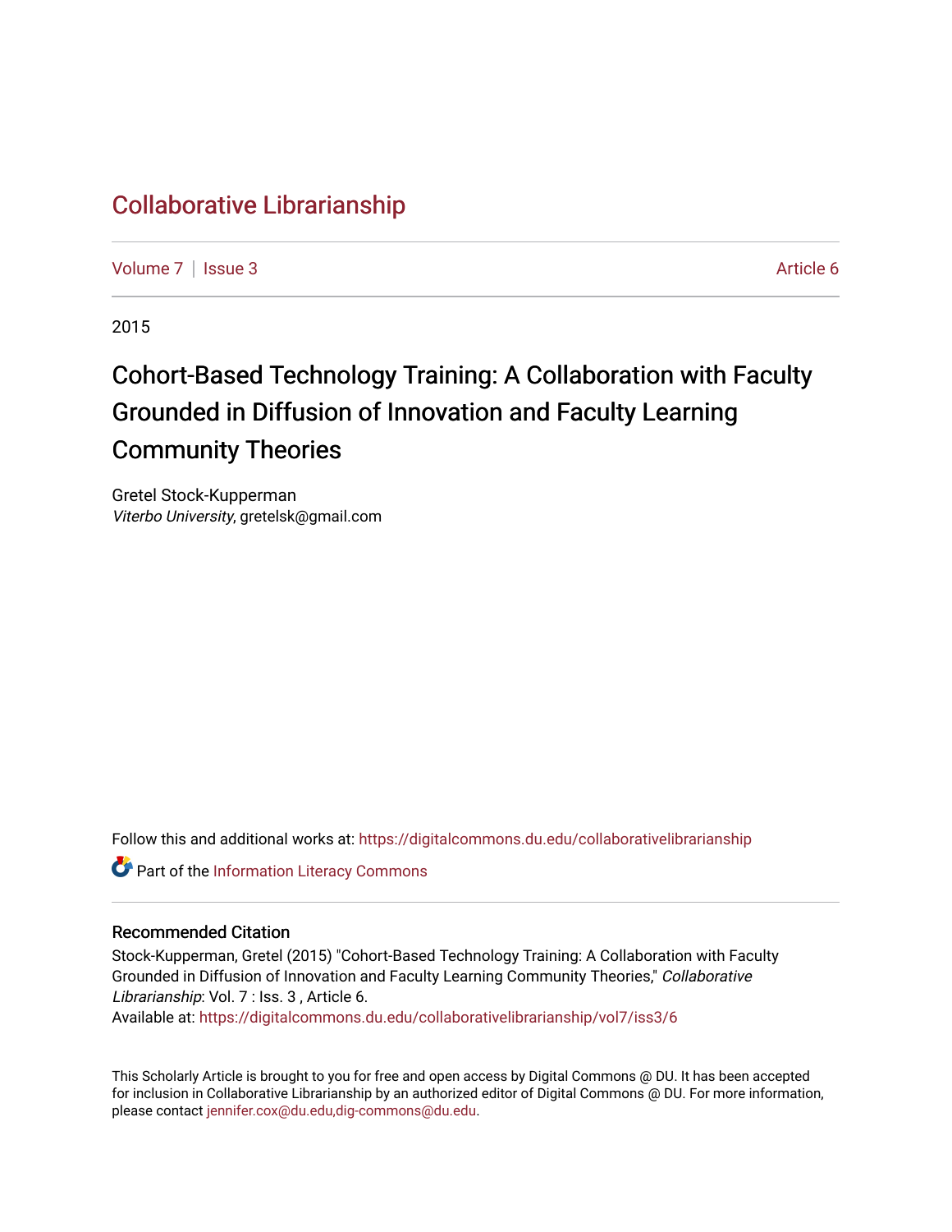Collaborative Librarianship

Volume 7 | Issue 3 Article 6

2015

# Cohort-Based Technology Training: A Collaboration with Faculty Grounded in Diffusion of Innovation and Faculty Learning Community Theories

Gretel Stock-Kupperman
*Viterbo University*, gretelsk@gmail.com

Follow this and additional works at: https://digitalcommons.du.edu/collaborativelibrarianship

Part of the Information Literacy Commons

## Recommended Citation

Stock-Kupperman, Gretel (2015) "Cohort-Based Technology Training: A Collaboration with Faculty Grounded in Diffusion of Innovation and Faculty Learning Community Theories," *Collaborative Librarianship*: Vol. 7 : Iss. 3 , Article 6.
Available at: https://digitalcommons.du.edu/collaborativelibrarianship/vol7/iss3/6

This Scholarly Article is brought to you for free and open access by Digital Commons @ DU. It has been accepted for inclusion in Collaborative Librarianship by an authorized editor of Digital Commons @ DU. For more information, please contact jennifer.cox@du.edu,dig-commons@du.edu.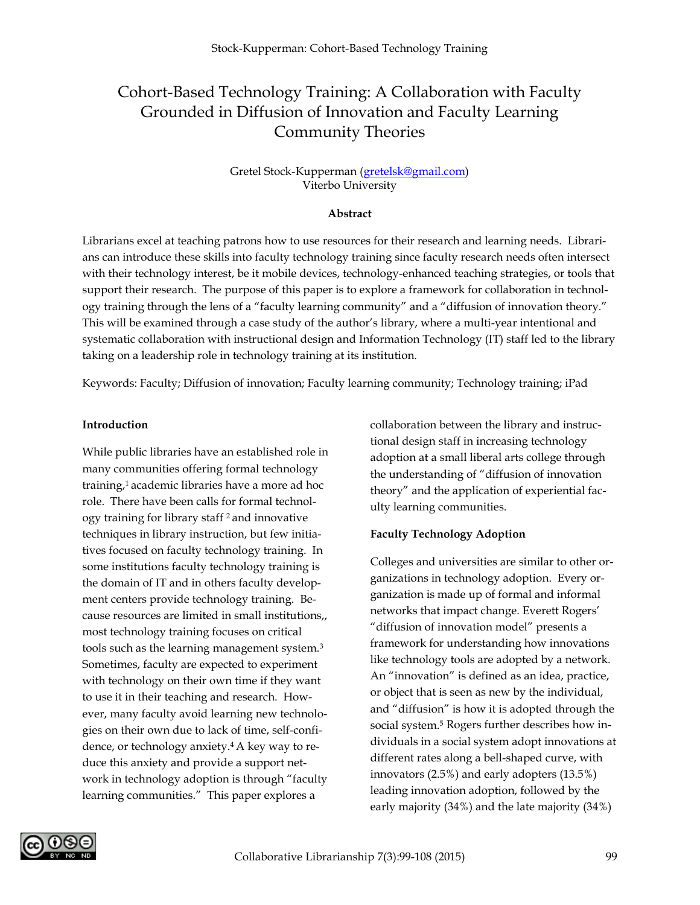# Cohort-Based Technology Training: A Collaboration with Faculty Grounded in Diffusion of Innovation and Faculty Learning Community Theories

Gretel Stock-Kupperman (gretelsk@gmail.com)
Viterbo University

**Abstract**

Librarians excel at teaching patrons how to use resources for their research and learning needs. Librarians can introduce these skills into faculty technology training since faculty research needs often intersect with their technology interest, be it mobile devices, technology-enhanced teaching strategies, or tools that support their research. The purpose of this paper is to explore a framework for collaboration in technology training through the lens of a "faculty learning community" and a "diffusion of innovation theory." This will be examined through a case study of the author's library, where a multi-year intentional and systematic collaboration with instructional design and Information Technology (IT) staff led to the library taking on a leadership role in technology training at its institution.

Keywords: Faculty; Diffusion of innovation; Faculty learning community; Technology training; iPad

**Introduction**

While public libraries have an established role in many communities offering formal technology training,[1] academic libraries have a more ad hoc role. There have been calls for formal technology training for library staff [2] and innovative techniques in library instruction, but few initiatives focused on faculty technology training. In some institutions faculty technology training is the domain of IT and in others faculty development centers provide technology training. Because resources are limited in small institutions,, most technology training focuses on critical tools such as the learning management system.[3] Sometimes, faculty are expected to experiment with technology on their own time if they want to use it in their teaching and research. However, many faculty avoid learning new technologies on their own due to lack of time, self-confidence, or technology anxiety.[4] A key way to reduce this anxiety and provide a support network in technology adoption is through "faculty learning communities." This paper explores a collaboration between the library and instructional design staff in increasing technology adoption at a small liberal arts college through the understanding of "diffusion of innovation theory" and the application of experiential faculty learning communities.

**Faculty Technology Adoption**

Colleges and universities are similar to other organizations in technology adoption. Every organization is made up of formal and informal networks that impact change. Everett Rogers' "diffusion of innovation model" presents a framework for understanding how innovations like technology tools are adopted by a network. An "innovation" is defined as an idea, practice, or object that is seen as new by the individual, and "diffusion" is how it is adopted through the social system.[5] Rogers further describes how individuals in a social system adopt innovations at different rates along a bell-shaped curve, with innovators (2.5%) and early adopters (13.5%) leading innovation adoption, followed by the early majority (34%) and the late majority (34%)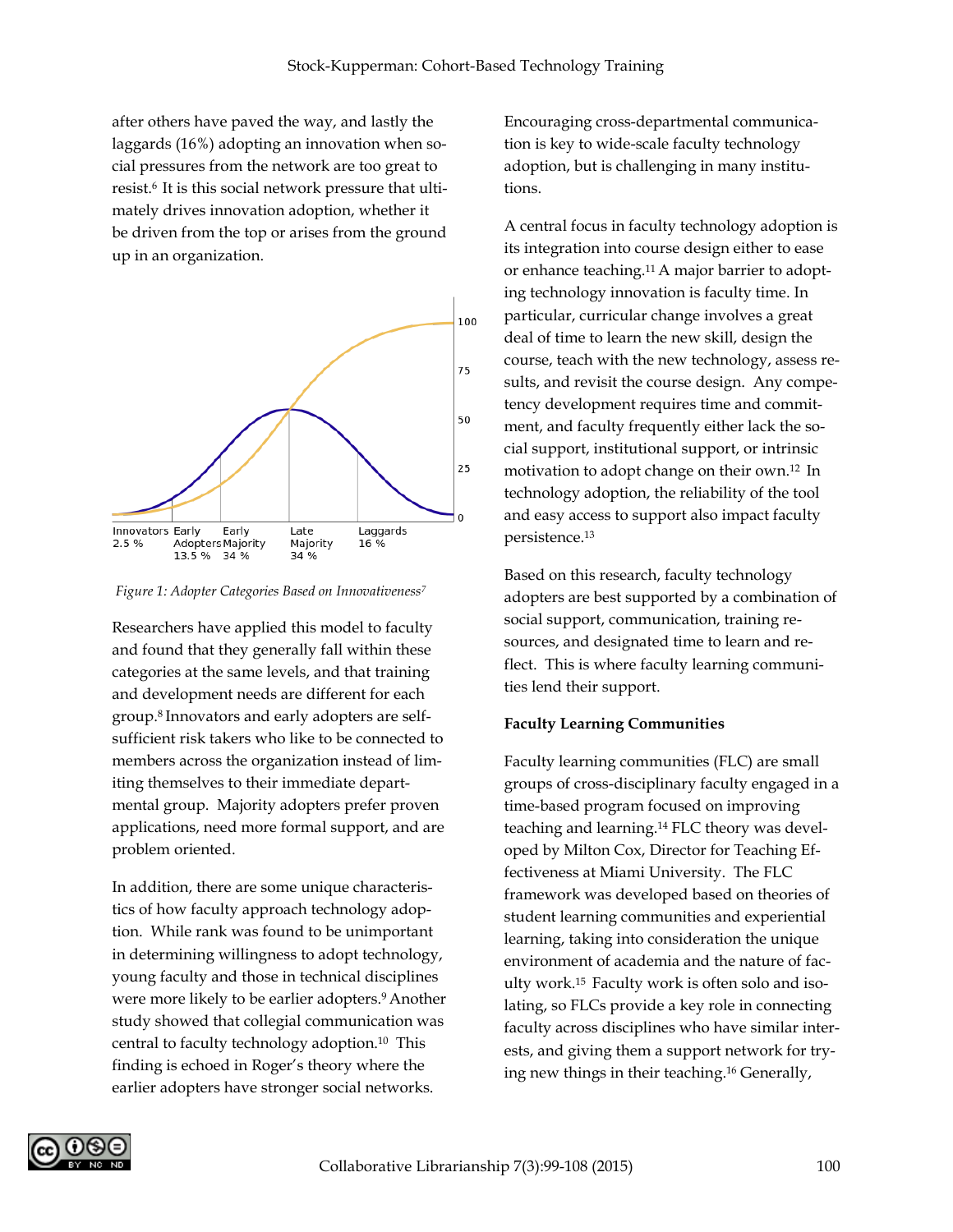after others have paved the way, and lastly the laggards (16%) adopting an innovation when social pressures from the network are too great to resist.[6] It is this social network pressure that ultimately drives innovation adoption, whether it be driven from the top or arises from the ground up in an organization.

Innovators 2.5 % | Early Adopters 13.5 % | Early Majority 34 % | Late Majority 34 % | Laggards 16 %

*Figure 1: Adopter Categories Based on Innovativeness[7]*

Researchers have applied this model to faculty and found that they generally fall within these categories at the same levels, and that training and development needs are different for each group.[8] Innovators and early adopters are self-sufficient risk takers who like to be connected to members across the organization instead of limiting themselves to their immediate departmental group. Majority adopters prefer proven applications, need more formal support, and are problem oriented.

In addition, there are some unique characteristics of how faculty approach technology adoption. While rank was found to be unimportant in determining willingness to adopt technology, young faculty and those in technical disciplines were more likely to be earlier adopters.[9] Another study showed that collegial communication was central to faculty technology adoption.[10] This finding is echoed in Roger's theory where the earlier adopters have stronger social networks. Encouraging cross-departmental communication is key to wide-scale faculty technology adoption, but is challenging in many institutions.

A central focus in faculty technology adoption is its integration into course design either to ease or enhance teaching.[11] A major barrier to adopting technology innovation is faculty time. In particular, curricular change involves a great deal of time to learn the new skill, design the course, teach with the new technology, assess results, and revisit the course design. Any competency development requires time and commitment, and faculty frequently either lack the social support, institutional support, or intrinsic motivation to adopt change on their own.[12] In technology adoption, the reliability of the tool and easy access to support also impact faculty persistence.[13]

Based on this research, faculty technology adopters are best supported by a combination of social support, communication, training resources, and designated time to learn and reflect. This is where faculty learning communities lend their support.

**Faculty Learning Communities**

Faculty learning communities (FLC) are small groups of cross-disciplinary faculty engaged in a time-based program focused on improving teaching and learning.[14] FLC theory was developed by Milton Cox, Director for Teaching Effectiveness at Miami University. The FLC framework was developed based on theories of student learning communities and experiential learning, taking into consideration the unique environment of academia and the nature of faculty work.[15] Faculty work is often solo and isolating, so FLCs provide a key role in connecting faculty across disciplines who have similar interests, and giving them a support network for trying new things in their teaching.[16] Generally,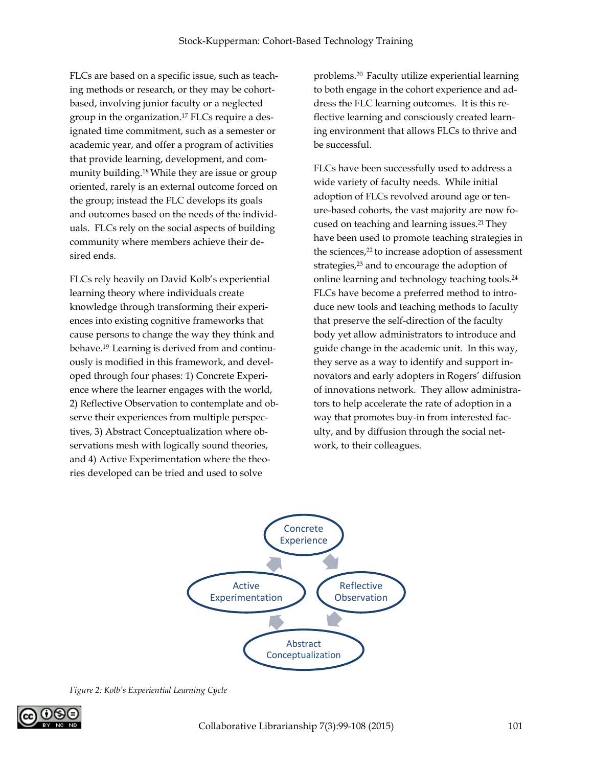FLCs are based on a specific issue, such as teaching methods or research, or they may be cohort-based, involving junior faculty or a neglected group in the organization.[17] FLCs require a designated time commitment, such as a semester or academic year, and offer a program of activities that provide learning, development, and community building.[18] While they are issue or group oriented, rarely is an external outcome forced on the group; instead the FLC develops its goals and outcomes based on the needs of the individuals. FLCs rely on the social aspects of building community where members achieve their desired ends.

FLCs rely heavily on David Kolb's experiential learning theory where individuals create knowledge through transforming their experiences into existing cognitive frameworks that cause persons to change the way they think and behave.[19] Learning is derived from and continuously is modified in this framework, and developed through four phases: 1) Concrete Experience where the learner engages with the world, 2) Reflective Observation to contemplate and observe their experiences from multiple perspectives, 3) Abstract Conceptualization where observations mesh with logically sound theories, and 4) Active Experimentation where the theories developed can be tried and used to solve problems.[20] Faculty utilize experiential learning to both engage in the cohort experience and address the FLC learning outcomes. It is this reflective learning and consciously created learning environment that allows FLCs to thrive and be successful.

FLCs have been successfully used to address a wide variety of faculty needs. While initial adoption of FLCs revolved around age or tenure-based cohorts, the vast majority are now focused on teaching and learning issues.[21] They have been used to promote teaching strategies in the sciences,[22] to increase adoption of assessment strategies,[23] and to encourage the adoption of online learning and technology teaching tools.[24] FLCs have become a preferred method to introduce new tools and teaching methods to faculty that preserve the self-direction of the faculty body yet allow administrators to introduce and guide change in the academic unit. In this way, they serve as a way to identify and support innovators and early adopters in Rogers' diffusion of innovations network. They allow administrators to help accelerate the rate of adoption in a way that promotes buy-in from interested faculty, and by diffusion through the social network, to their colleagues.

Concrete Experience → Reflective Observation → Abstract Conceptualization → Active Experimentation → Concrete Experience

*Figure 2: Kolb's Experiential Learning Cycle*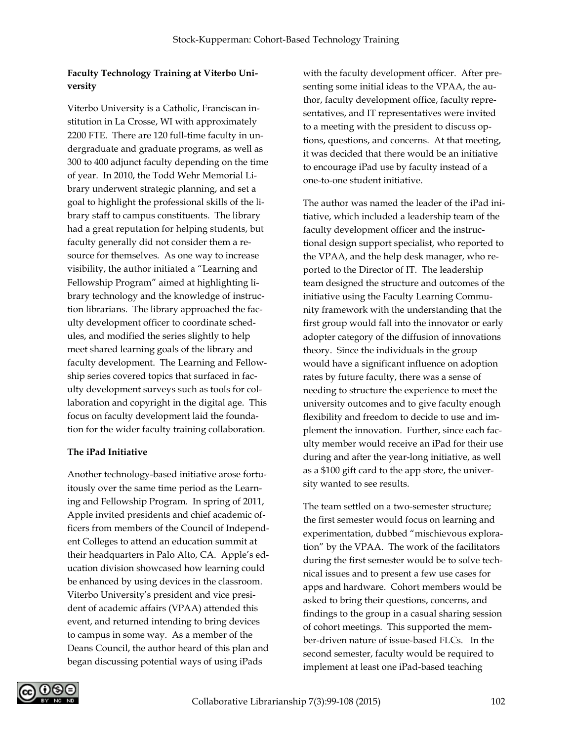**Faculty Technology Training at Viterbo University**

Viterbo University is a Catholic, Franciscan institution in La Crosse, WI with approximately 2200 FTE. There are 120 full-time faculty in undergraduate and graduate programs, as well as 300 to 400 adjunct faculty depending on the time of year. In 2010, the Todd Wehr Memorial Library underwent strategic planning, and set a goal to highlight the professional skills of the library staff to campus constituents. The library had a great reputation for helping students, but faculty generally did not consider them a resource for themselves. As one way to increase visibility, the author initiated a "Learning and Fellowship Program" aimed at highlighting library technology and the knowledge of instruction librarians. The library approached the faculty development officer to coordinate schedules, and modified the series slightly to help meet shared learning goals of the library and faculty development. The Learning and Fellowship series covered topics that surfaced in faculty development surveys such as tools for collaboration and copyright in the digital age. This focus on faculty development laid the foundation for the wider faculty training collaboration.

**The iPad Initiative**

Another technology-based initiative arose fortuitously over the same time period as the Learning and Fellowship Program. In spring of 2011, Apple invited presidents and chief academic officers from members of the Council of Independent Colleges to attend an education summit at their headquarters in Palo Alto, CA. Apple's education division showcased how learning could be enhanced by using devices in the classroom. Viterbo University's president and vice president of academic affairs (VPAA) attended this event, and returned intending to bring devices to campus in some way. As a member of the Deans Council, the author heard of this plan and began discussing potential ways of using iPads with the faculty development officer. After presenting some initial ideas to the VPAA, the author, faculty development office, faculty representatives, and IT representatives were invited to a meeting with the president to discuss options, questions, and concerns. At that meeting, it was decided that there would be an initiative to encourage iPad use by faculty instead of a one-to-one student initiative.

The author was named the leader of the iPad initiative, which included a leadership team of the faculty development officer and the instructional design support specialist, who reported to the VPAA, and the help desk manager, who reported to the Director of IT. The leadership team designed the structure and outcomes of the initiative using the Faculty Learning Community framework with the understanding that the first group would fall into the innovator or early adopter category of the diffusion of innovations theory. Since the individuals in the group would have a significant influence on adoption rates by future faculty, there was a sense of needing to structure the experience to meet the university outcomes and to give faculty enough flexibility and freedom to decide to use and implement the innovation. Further, since each faculty member would receive an iPad for their use during and after the year-long initiative, as well as a $100 gift card to the app store, the university wanted to see results.

The team settled on a two-semester structure; the first semester would focus on learning and experimentation, dubbed "mischievous exploration" by the VPAA. The work of the facilitators during the first semester would be to solve technical issues and to present a few use cases for apps and hardware. Cohort members would be asked to bring their questions, concerns, and findings to the group in a casual sharing session of cohort meetings. This supported the member-driven nature of issue-based FLCs. In the second semester, faculty would be required to implement at least one iPad-based teaching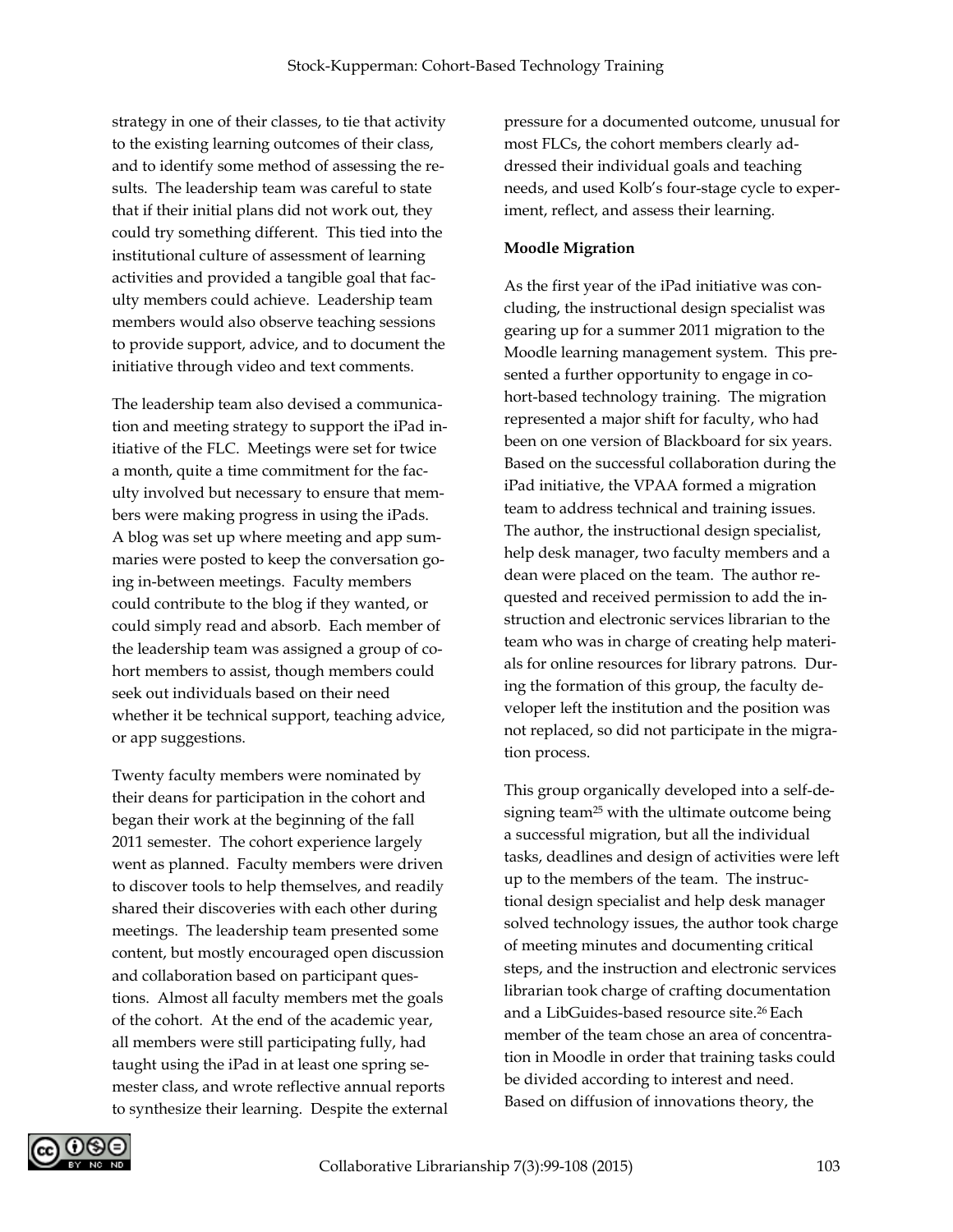strategy in one of their classes, to tie that activity to the existing learning outcomes of their class, and to identify some method of assessing the results. The leadership team was careful to state that if their initial plans did not work out, they could try something different. This tied into the institutional culture of assessment of learning activities and provided a tangible goal that faculty members could achieve. Leadership team members would also observe teaching sessions to provide support, advice, and to document the initiative through video and text comments.

The leadership team also devised a communication and meeting strategy to support the iPad initiative of the FLC. Meetings were set for twice a month, quite a time commitment for the faculty involved but necessary to ensure that members were making progress in using the iPads. A blog was set up where meeting and app summaries were posted to keep the conversation going in-between meetings. Faculty members could contribute to the blog if they wanted, or could simply read and absorb. Each member of the leadership team was assigned a group of cohort members to assist, though members could seek out individuals based on their need whether it be technical support, teaching advice, or app suggestions.

Twenty faculty members were nominated by their deans for participation in the cohort and began their work at the beginning of the fall 2011 semester. The cohort experience largely went as planned. Faculty members were driven to discover tools to help themselves, and readily shared their discoveries with each other during meetings. The leadership team presented some content, but mostly encouraged open discussion and collaboration based on participant questions. Almost all faculty members met the goals of the cohort. At the end of the academic year, all members were still participating fully, had taught using the iPad in at least one spring semester class, and wrote reflective annual reports to synthesize their learning. Despite the external pressure for a documented outcome, unusual for most FLCs, the cohort members clearly addressed their individual goals and teaching needs, and used Kolb's four-stage cycle to experiment, reflect, and assess their learning.

**Moodle Migration**

As the first year of the iPad initiative was concluding, the instructional design specialist was gearing up for a summer 2011 migration to the Moodle learning management system. This presented a further opportunity to engage in cohort-based technology training. The migration represented a major shift for faculty, who had been on one version of Blackboard for six years. Based on the successful collaboration during the iPad initiative, the VPAA formed a migration team to address technical and training issues. The author, the instructional design specialist, help desk manager, two faculty members and a dean were placed on the team. The author requested and received permission to add the instruction and electronic services librarian to the team who was in charge of creating help materials for online resources for library patrons. During the formation of this group, the faculty developer left the institution and the position was not replaced, so did not participate in the migration process.

This group organically developed into a self-designing team[25] with the ultimate outcome being a successful migration, but all the individual tasks, deadlines and design of activities were left up to the members of the team. The instructional design specialist and help desk manager solved technology issues, the author took charge of meeting minutes and documenting critical steps, and the instruction and electronic services librarian took charge of crafting documentation and a LibGuides-based resource site.[26] Each member of the team chose an area of concentration in Moodle in order that training tasks could be divided according to interest and need. Based on diffusion of innovations theory, the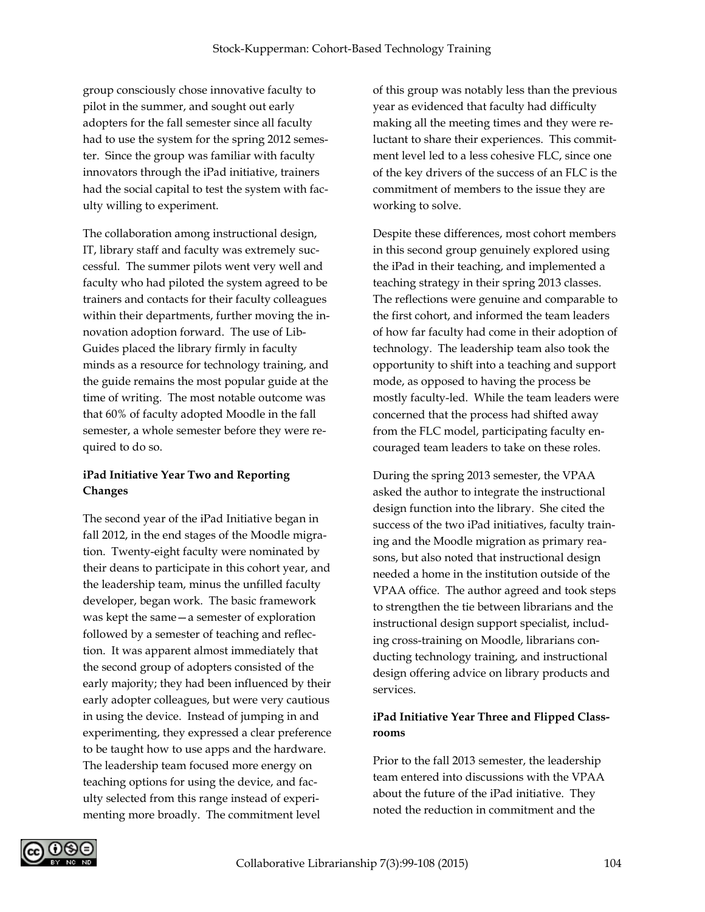group consciously chose innovative faculty to pilot in the summer, and sought out early adopters for the fall semester since all faculty had to use the system for the spring 2012 semester. Since the group was familiar with faculty innovators through the iPad initiative, trainers had the social capital to test the system with faculty willing to experiment.

The collaboration among instructional design, IT, library staff and faculty was extremely successful. The summer pilots went very well and faculty who had piloted the system agreed to be trainers and contacts for their faculty colleagues within their departments, further moving the innovation adoption forward. The use of LibGuides placed the library firmly in faculty minds as a resource for technology training, and the guide remains the most popular guide at the time of writing. The most notable outcome was that 60% of faculty adopted Moodle in the fall semester, a whole semester before they were required to do so.

**iPad Initiative Year Two and Reporting Changes**

The second year of the iPad Initiative began in fall 2012, in the end stages of the Moodle migration. Twenty-eight faculty were nominated by their deans to participate in this cohort year, and the leadership team, minus the unfilled faculty developer, began work. The basic framework was kept the same—a semester of exploration followed by a semester of teaching and reflection. It was apparent almost immediately that the second group of adopters consisted of the early majority; they had been influenced by their early adopter colleagues, but were very cautious in using the device. Instead of jumping in and experimenting, they expressed a clear preference to be taught how to use apps and the hardware. The leadership team focused more energy on teaching options for using the device, and faculty selected from this range instead of experimenting more broadly. The commitment level of this group was notably less than the previous year as evidenced that faculty had difficulty making all the meeting times and they were reluctant to share their experiences. This commitment level led to a less cohesive FLC, since one of the key drivers of the success of an FLC is the commitment of members to the issue they are working to solve.

Despite these differences, most cohort members in this second group genuinely explored using the iPad in their teaching, and implemented a teaching strategy in their spring 2013 classes. The reflections were genuine and comparable to the first cohort, and informed the team leaders of how far faculty had come in their adoption of technology. The leadership team also took the opportunity to shift into a teaching and support mode, as opposed to having the process be mostly faculty-led. While the team leaders were concerned that the process had shifted away from the FLC model, participating faculty encouraged team leaders to take on these roles.

During the spring 2013 semester, the VPAA asked the author to integrate the instructional design function into the library. She cited the success of the two iPad initiatives, faculty training and the Moodle migration as primary reasons, but also noted that instructional design needed a home in the institution outside of the VPAA office. The author agreed and took steps to strengthen the tie between librarians and the instructional design support specialist, including cross-training on Moodle, librarians conducting technology training, and instructional design offering advice on library products and services.

**iPad Initiative Year Three and Flipped Classrooms**

Prior to the fall 2013 semester, the leadership team entered into discussions with the VPAA about the future of the iPad initiative. They noted the reduction in commitment and the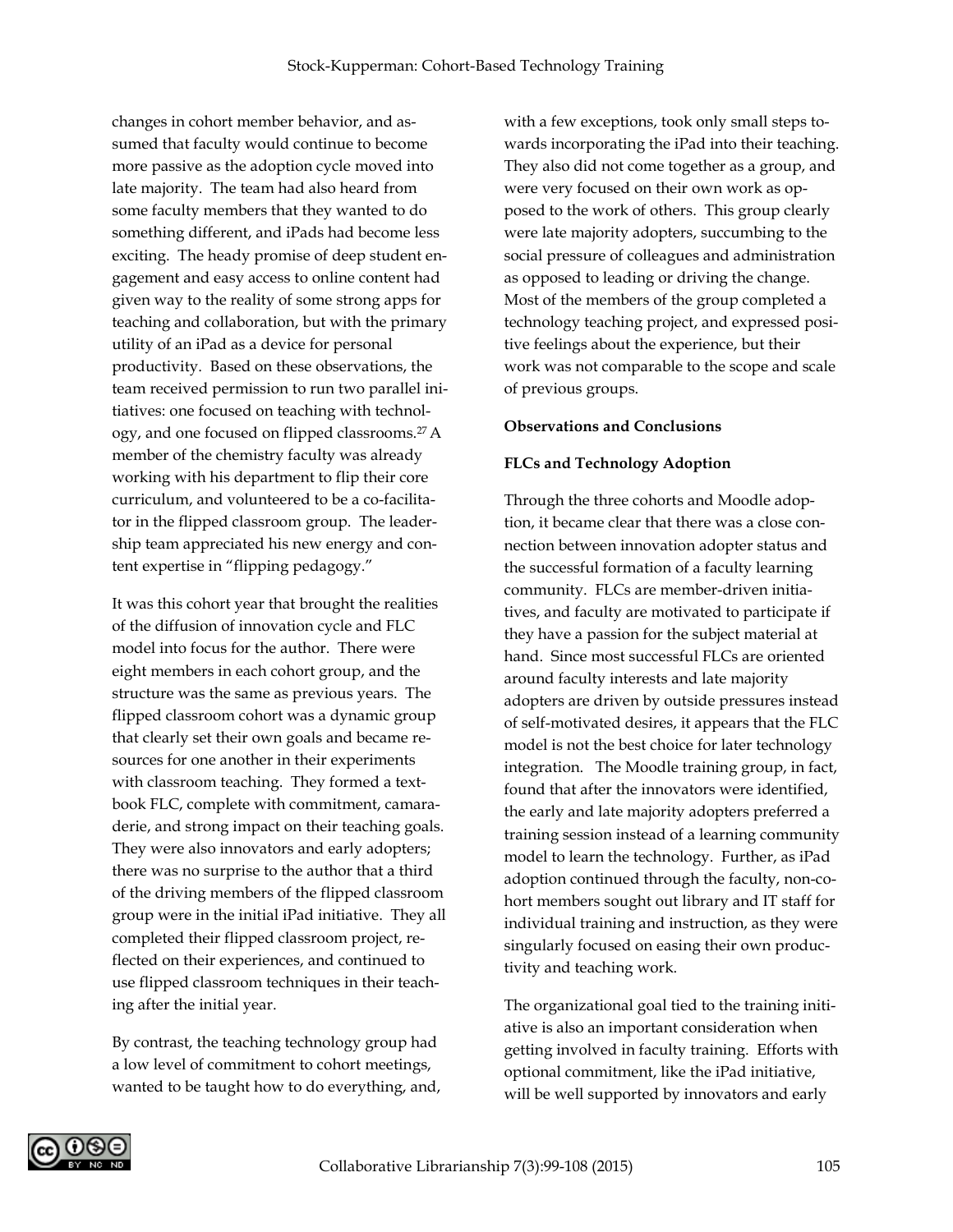changes in cohort member behavior, and assumed that faculty would continue to become more passive as the adoption cycle moved into late majority. The team had also heard from some faculty members that they wanted to do something different, and iPads had become less exciting. The heady promise of deep student engagement and easy access to online content had given way to the reality of some strong apps for teaching and collaboration, but with the primary utility of an iPad as a device for personal productivity. Based on these observations, the team received permission to run two parallel initiatives: one focused on teaching with technology, and one focused on flipped classrooms.[27] A member of the chemistry faculty was already working with his department to flip their core curriculum, and volunteered to be a co-facilitator in the flipped classroom group. The leadership team appreciated his new energy and content expertise in "flipping pedagogy."

It was this cohort year that brought the realities of the diffusion of innovation cycle and FLC model into focus for the author. There were eight members in each cohort group, and the structure was the same as previous years. The flipped classroom cohort was a dynamic group that clearly set their own goals and became resources for one another in their experiments with classroom teaching. They formed a textbook FLC, complete with commitment, camaraderie, and strong impact on their teaching goals. They were also innovators and early adopters; there was no surprise to the author that a third of the driving members of the flipped classroom group were in the initial iPad initiative. They all completed their flipped classroom project, reflected on their experiences, and continued to use flipped classroom techniques in their teaching after the initial year.

By contrast, the teaching technology group had a low level of commitment to cohort meetings, wanted to be taught how to do everything, and, with a few exceptions, took only small steps towards incorporating the iPad into their teaching. They also did not come together as a group, and were very focused on their own work as opposed to the work of others. This group clearly were late majority adopters, succumbing to the social pressure of colleagues and administration as opposed to leading or driving the change. Most of the members of the group completed a technology teaching project, and expressed positive feelings about the experience, but their work was not comparable to the scope and scale of previous groups.

## Observations and Conclusions

### FLCs and Technology Adoption

Through the three cohorts and Moodle adoption, it became clear that there was a close connection between innovation adopter status and the successful formation of a faculty learning community. FLCs are member-driven initiatives, and faculty are motivated to participate if they have a passion for the subject material at hand. Since most successful FLCs are oriented around faculty interests and late majority adopters are driven by outside pressures instead of self-motivated desires, it appears that the FLC model is not the best choice for later technology integration. The Moodle training group, in fact, found that after the innovators were identified, the early and late majority adopters preferred a training session instead of a learning community model to learn the technology. Further, as iPad adoption continued through the faculty, non-cohort members sought out library and IT staff for individual training and instruction, as they were singularly focused on easing their own productivity and teaching work.

The organizational goal tied to the training initiative is also an important consideration when getting involved in faculty training. Efforts with optional commitment, like the iPad initiative, will be well supported by innovators and early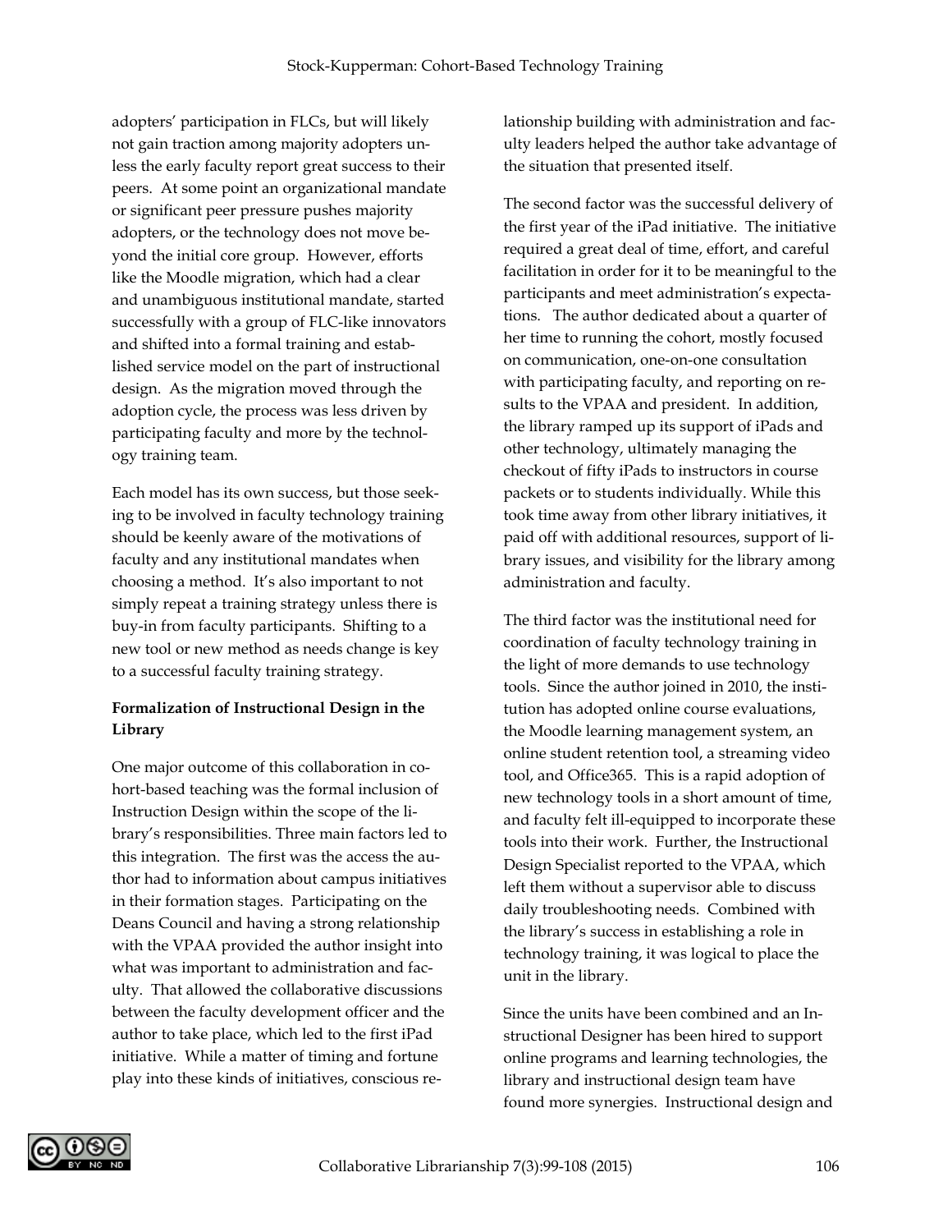adopters' participation in FLCs, but will likely not gain traction among majority adopters unless the early faculty report great success to their peers. At some point an organizational mandate or significant peer pressure pushes majority adopters, or the technology does not move beyond the initial core group. However, efforts like the Moodle migration, which had a clear and unambiguous institutional mandate, started successfully with a group of FLC-like innovators and shifted into a formal training and established service model on the part of instructional design. As the migration moved through the adoption cycle, the process was less driven by participating faculty and more by the technology training team.

Each model has its own success, but those seeking to be involved in faculty technology training should be keenly aware of the motivations of faculty and any institutional mandates when choosing a method. It's also important to not simply repeat a training strategy unless there is buy-in from faculty participants. Shifting to a new tool or new method as needs change is key to a successful faculty training strategy.

**Formalization of Instructional Design in the Library**

One major outcome of this collaboration in cohort-based teaching was the formal inclusion of Instruction Design within the scope of the library's responsibilities. Three main factors led to this integration. The first was the access the author had to information about campus initiatives in their formation stages. Participating on the Deans Council and having a strong relationship with the VPAA provided the author insight into what was important to administration and faculty. That allowed the collaborative discussions between the faculty development officer and the author to take place, which led to the first iPad initiative. While a matter of timing and fortune play into these kinds of initiatives, conscious relationship building with administration and faculty leaders helped the author take advantage of the situation that presented itself.

The second factor was the successful delivery of the first year of the iPad initiative. The initiative required a great deal of time, effort, and careful facilitation in order for it to be meaningful to the participants and meet administration's expectations. The author dedicated about a quarter of her time to running the cohort, mostly focused on communication, one-on-one consultation with participating faculty, and reporting on results to the VPAA and president. In addition, the library ramped up its support of iPads and other technology, ultimately managing the checkout of fifty iPads to instructors in course packets or to students individually. While this took time away from other library initiatives, it paid off with additional resources, support of library issues, and visibility for the library among administration and faculty.

The third factor was the institutional need for coordination of faculty technology training in the light of more demands to use technology tools. Since the author joined in 2010, the institution has adopted online course evaluations, the Moodle learning management system, an online student retention tool, a streaming video tool, and Office365. This is a rapid adoption of new technology tools in a short amount of time, and faculty felt ill-equipped to incorporate these tools into their work. Further, the Instructional Design Specialist reported to the VPAA, which left them without a supervisor able to discuss daily troubleshooting needs. Combined with the library's success in establishing a role in technology training, it was logical to place the unit in the library.

Since the units have been combined and an Instructional Designer has been hired to support online programs and learning technologies, the library and instructional design team have found more synergies. Instructional design and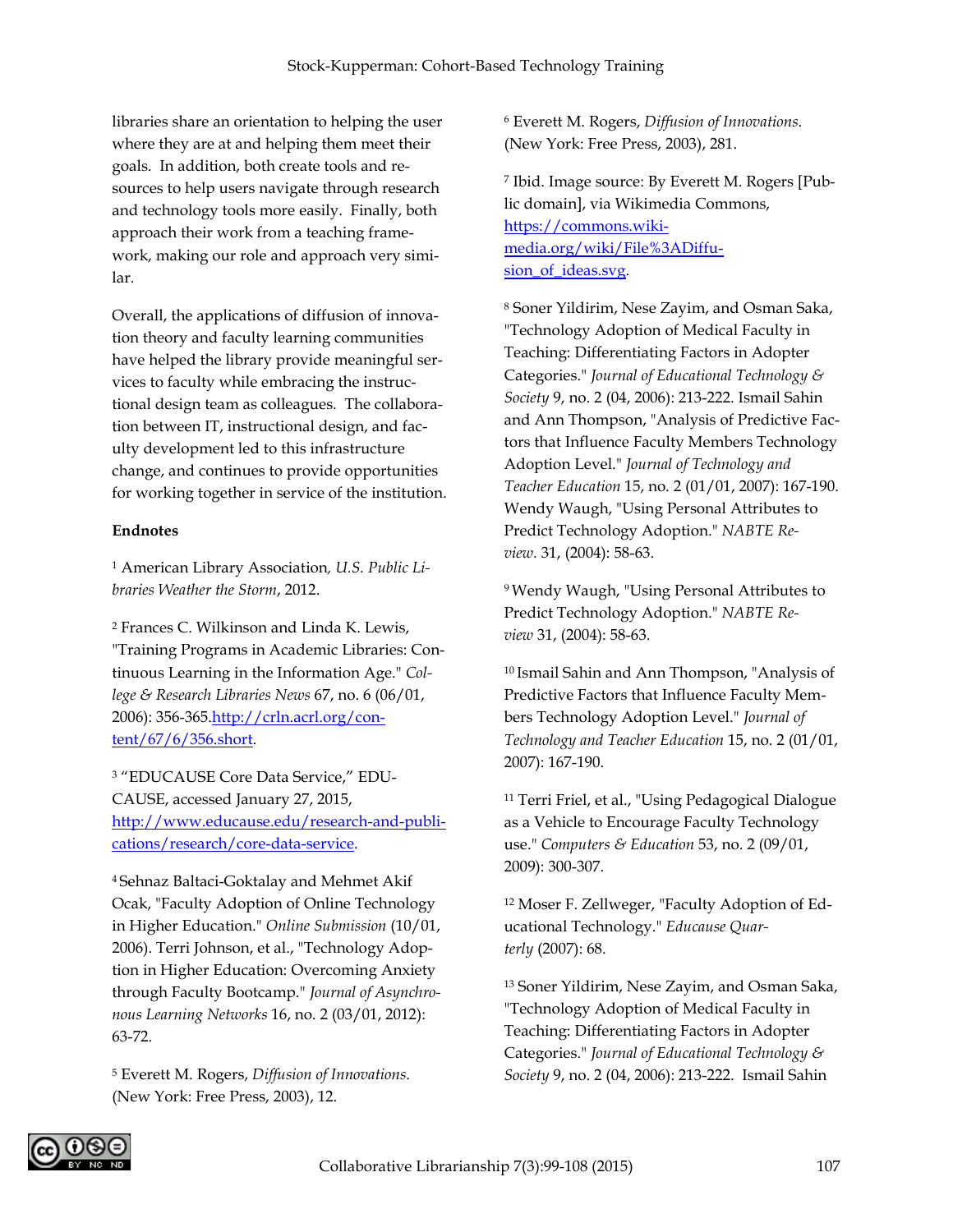libraries share an orientation to helping the user where they are at and helping them meet their goals. In addition, both create tools and resources to help users navigate through research and technology tools more easily. Finally, both approach their work from a teaching framework, making our role and approach very similar.

Overall, the applications of diffusion of innovation theory and faculty learning communities have helped the library provide meaningful services to faculty while embracing the instructional design team as colleagues. The collaboration between IT, instructional design, and faculty development led to this infrastructure change, and continues to provide opportunities for working together in service of the institution.

**Endnotes**

[1] American Library Association*, U.S. Public Libraries Weather the Storm*, 2012.

[2] Frances C. Wilkinson and Linda K. Lewis, "Training Programs in Academic Libraries: Continuous Learning in the Information Age." *College & Research Libraries News* 67, no. 6 (06/01, 2006): 356-365.[http://crln.acrl.org/content/67/6/356.short](http://crln.acrl.org/content/67/6/356.short).

[3] "EDUCAUSE Core Data Service," EDUCAUSE, accessed January 27, 2015, [http://www.educause.edu/research-and-publications/research/core-data-service](http://www.educause.edu/research-and-publications/research/core-data-service).

[4] Sehnaz Baltaci-Goktalay and Mehmet Akif Ocak, "Faculty Adoption of Online Technology in Higher Education." *Online Submission* (10/01, 2006). Terri Johnson, et al., "Technology Adoption in Higher Education: Overcoming Anxiety through Faculty Bootcamp." *Journal of Asynchronous Learning Networks* 16, no. 2 (03/01, 2012): 63-72.

[5] Everett M. Rogers, *Diffusion of Innovations*. (New York: Free Press, 2003), 12.

[6] Everett M. Rogers, *Diffusion of Innovations*. (New York: Free Press, 2003), 281.

[7] Ibid. Image source: By Everett M. Rogers [Public domain], via Wikimedia Commons, [https://commons.wikimedia.org/wiki/File%3ADiffusion_of_ideas.svg](https://commons.wikimedia.org/wiki/File%3ADiffusion_of_ideas.svg).

[8] Soner Yildirim, Nese Zayim, and Osman Saka, "Technology Adoption of Medical Faculty in Teaching: Differentiating Factors in Adopter Categories." *Journal of Educational Technology & Society* 9, no. 2 (04, 2006): 213-222. Ismail Sahin and Ann Thompson, "Analysis of Predictive Factors that Influence Faculty Members Technology Adoption Level." *Journal of Technology and Teacher Education* 15, no. 2 (01/01, 2007): 167-190. Wendy Waugh, "Using Personal Attributes to Predict Technology Adoption." *NABTE Review*. 31, (2004): 58-63.

[9] Wendy Waugh, "Using Personal Attributes to Predict Technology Adoption." *NABTE Review* 31, (2004): 58-63.

[10] Ismail Sahin and Ann Thompson, "Analysis of Predictive Factors that Influence Faculty Members Technology Adoption Level." *Journal of Technology and Teacher Education* 15, no. 2 (01/01, 2007): 167-190.

[11] Terri Friel, et al., "Using Pedagogical Dialogue as a Vehicle to Encourage Faculty Technology use." *Computers & Education* 53, no. 2 (09/01, 2009): 300-307.

[12] Moser F. Zellweger, "Faculty Adoption of Educational Technology." *Educause Quarterly* (2007): 68.

[13] Soner Yildirim, Nese Zayim, and Osman Saka, "Technology Adoption of Medical Faculty in Teaching: Differentiating Factors in Adopter Categories." *Journal of Educational Technology & Society* 9, no. 2 (04, 2006): 213-222. Ismail Sahin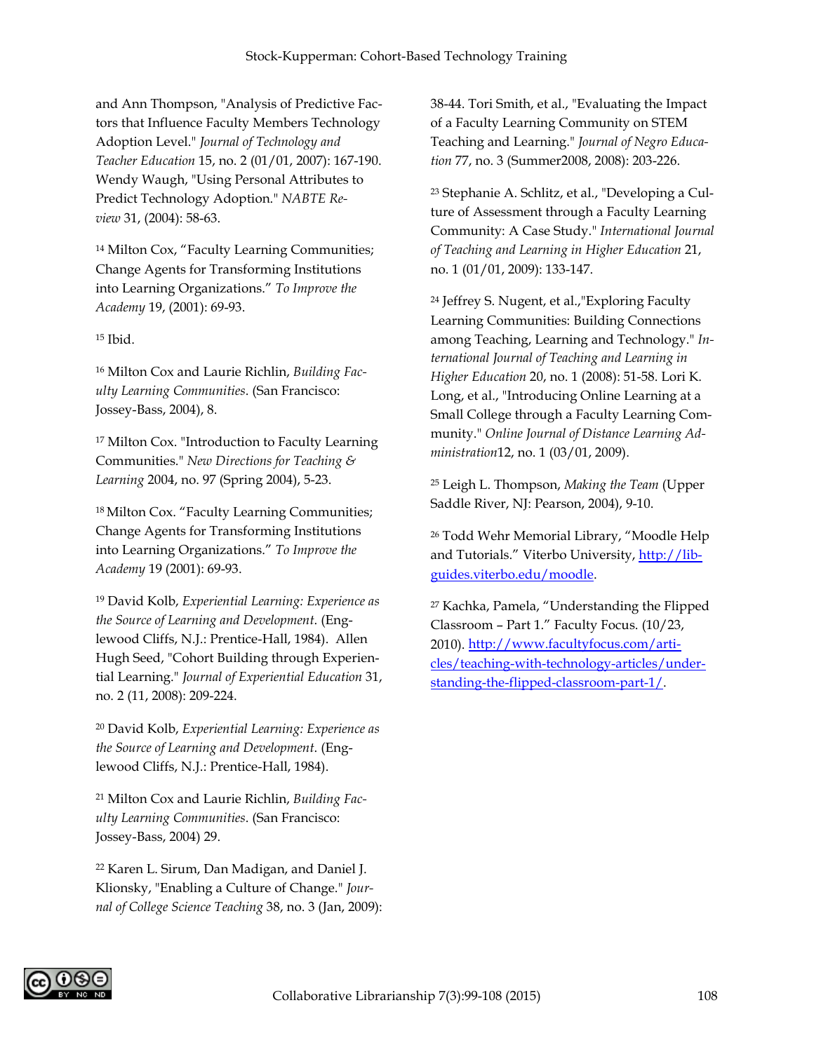and Ann Thompson, "Analysis of Predictive Factors that Influence Faculty Members Technology Adoption Level." *Journal of Technology and Teacher Education* 15, no. 2 (01/01, 2007): 167-190. Wendy Waugh, "Using Personal Attributes to Predict Technology Adoption." *NABTE Review* 31, (2004): 58-63.

[14] Milton Cox, "Faculty Learning Communities; Change Agents for Transforming Institutions into Learning Organizations." *To Improve the Academy* 19, (2001): 69-93.

[15] Ibid.

[16] Milton Cox and Laurie Richlin, *Building Faculty Learning Communities*. (San Francisco: Jossey-Bass, 2004), 8.

[17] Milton Cox. "Introduction to Faculty Learning Communities." *New Directions for Teaching & Learning* 2004, no. 97 (Spring 2004), 5-23.

[18] Milton Cox. "Faculty Learning Communities; Change Agents for Transforming Institutions into Learning Organizations." *To Improve the Academy* 19 (2001): 69-93.

[19] David Kolb, *Experiential Learning: Experience as the Source of Learning and Development*. (Englewood Cliffs, N.J.: Prentice-Hall, 1984). Allen Hugh Seed, "Cohort Building through Experiential Learning." *Journal of Experiential Education* 31, no. 2 (11, 2008): 209-224.

[20] David Kolb, *Experiential Learning: Experience as the Source of Learning and Development*. (Englewood Cliffs, N.J.: Prentice-Hall, 1984).

[21] Milton Cox and Laurie Richlin, *Building Faculty Learning Communities*. (San Francisco: Jossey-Bass, 2004) 29.

[22] Karen L. Sirum, Dan Madigan, and Daniel J. Klionsky, "Enabling a Culture of Change." *Journal of College Science Teaching* 38, no. 3 (Jan, 2009): 38-44. Tori Smith, et al., "Evaluating the Impact of a Faculty Learning Community on STEM Teaching and Learning." *Journal of Negro Education* 77, no. 3 (Summer2008, 2008): 203-226.

[23] Stephanie A. Schlitz, et al., "Developing a Culture of Assessment through a Faculty Learning Community: A Case Study." *International Journal of Teaching and Learning in Higher Education* 21, no. 1 (01/01, 2009): 133-147.

[24] Jeffrey S. Nugent, et al.,"Exploring Faculty Learning Communities: Building Connections among Teaching, Learning and Technology." *International Journal of Teaching and Learning in Higher Education* 20, no. 1 (2008): 51-58. Lori K. Long, et al., "Introducing Online Learning at a Small College through a Faculty Learning Community." *Online Journal of Distance Learning Administration*12, no. 1 (03/01, 2009).

[25] Leigh L. Thompson, *Making the Team* (Upper Saddle River, NJ: Pearson, 2004), 9-10.

[26] Todd Wehr Memorial Library, "Moodle Help and Tutorials." Viterbo University, http://libguides.viterbo.edu/moodle.

[27] Kachka, Pamela, "Understanding the Flipped Classroom – Part 1." Faculty Focus. (10/23, 2010). http://www.facultyfocus.com/articles/teaching-with-technology-articles/understanding-the-flipped-classroom-part-1/.